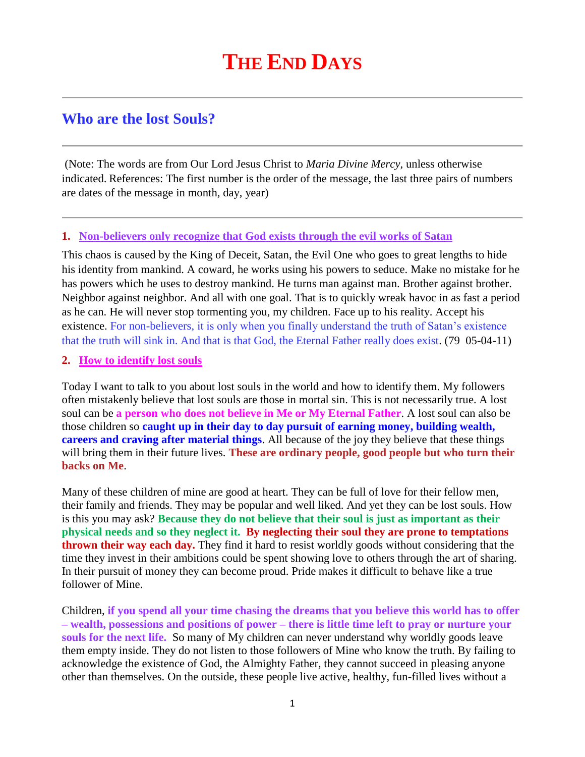# The End Days

## Who are the lost Souls?

---

(Note: The words are from Our Lord Jesus Christ to *Maria Divine Mercy*, unless otherwise indicated. References: The first number is the order of the message, the last three pairs of numbers are dates of the message in month, day, year)

---

### 1. Non-believers only recognize that God exists through the evil works of Satan

This chaos is caused by the King of Deceit, Satan, the Evil One who goes to great lengths to hide his identity from mankind. A coward, he works using his powers to seduce. Make no mistake for he has powers which he uses to destroy mankind. He turns man against man. Brother against brother. Neighbor against neighbor. And all with one goal. That is to quickly wreak havoc in as fast a period as he can. He will never stop tormenting you, my children. Face up to his reality. Accept his existence. For non-believers, it is only when you finally understand the truth of Satan's existence that the truth will sink in. And that is that God, the Eternal Father really does exist. (79 05-04-11)

### 2. How to identify lost souls

Today I want to talk to you about lost souls in the world and how to identify them. My followers often mistakenly believe that lost souls are those in mortal sin. This is not necessarily true. A lost soul can be **a person who does not believe in Me or My Eternal Father**. A lost soul can also be those children so **caught up in their day to day pursuit of earning money, building wealth, careers and craving after material things**. All because of the joy they believe that these things will bring them in their future lives. **These are ordinary people, good people but who turn their backs on Me**.

Many of these children of mine are good at heart. They can be full of love for their fellow men, their family and friends. They may be popular and well liked. And yet they can be lost souls. How is this you may ask? **Because they do not believe that their soul is just as important as their physical needs and so they neglect it. By neglecting their soul they are prone to temptations thrown their way each day.** They find it hard to resist worldly goods without considering that the time they invest in their ambitions could be spent showing love to others through the art of sharing. In their pursuit of money they can become proud. Pride makes it difficult to behave like a true follower of Mine.

Children, **if you spend all your time chasing the dreams that you believe this world has to offer – wealth, possessions and positions of power – there is little time left to pray or nurture your souls for the next life.** So many of My children can never understand why worldly goods leave them empty inside. They do not listen to those followers of Mine who know the truth. By failing to acknowledge the existence of God, the Almighty Father, they cannot succeed in pleasing anyone other than themselves. On the outside, these people live active, healthy, fun-filled lives without a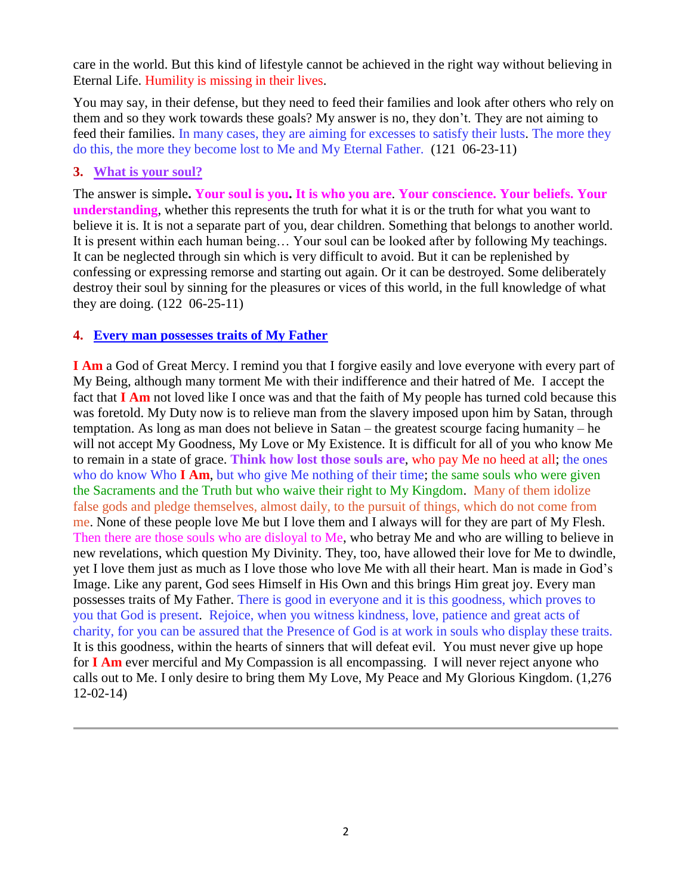care in the world. But this kind of lifestyle cannot be achieved in the right way without believing in Eternal Life. Humility is missing in their lives.

You may say, in their defense, but they need to feed their families and look after others who rely on them and so they work towards these goals? My answer is no, they don't. They are not aiming to feed their families. In many cases, they are aiming for excesses to satisfy their lusts. The more they do this, the more they become lost to Me and My Eternal Father. (121 06-23-11)

### 3. What is your soul?

The answer is simple**. Your soul is you. It is who you are. Your conscience. Your beliefs. Your understanding**, whether this represents the truth for what it is or the truth for what you want to believe it is. It is not a separate part of you, dear children. Something that belongs to another world. It is present within each human being… Your soul can be looked after by following My teachings. It can be neglected through sin which is very difficult to avoid. But it can be replenished by confessing or expressing remorse and starting out again. Or it can be destroyed. Some deliberately destroy their soul by sinning for the pleasures or vices of this world, in the full knowledge of what they are doing. (122 06-25-11)

### 4. Every man possesses traits of My Father

**I Am** a God of Great Mercy. I remind you that I forgive easily and love everyone with every part of My Being, although many torment Me with their indifference and their hatred of Me. I accept the fact that **I Am** not loved like I once was and that the faith of My people has turned cold because this was foretold. My Duty now is to relieve man from the slavery imposed upon him by Satan, through temptation. As long as man does not believe in Satan – the greatest scourge facing humanity – he will not accept My Goodness, My Love or My Existence. It is difficult for all of you who know Me to remain in a state of grace. **Think how lost those souls are**, who pay Me no heed at all; the ones who do know Who **I Am**, but who give Me nothing of their time; the same souls who were given the Sacraments and the Truth but who waive their right to My Kingdom. Many of them idolize false gods and pledge themselves, almost daily, to the pursuit of things, which do not come from me. None of these people love Me but I love them and I always will for they are part of My Flesh. Then there are those souls who are disloyal to Me, who betray Me and who are willing to believe in new revelations, which question My Divinity. They, too, have allowed their love for Me to dwindle, yet I love them just as much as I love those who love Me with all their heart. Man is made in God's Image. Like any parent, God sees Himself in His Own and this brings Him great joy. Every man possesses traits of My Father. There is good in everyone and it is this goodness, which proves to you that God is present. Rejoice, when you witness kindness, love, patience and great acts of charity, for you can be assured that the Presence of God is at work in souls who display these traits. It is this goodness, within the hearts of sinners that will defeat evil. You must never give up hope for **I Am** ever merciful and My Compassion is all encompassing. I will never reject anyone who calls out to Me. I only desire to bring them My Love, My Peace and My Glorious Kingdom. (1,276 12-02-14)

---